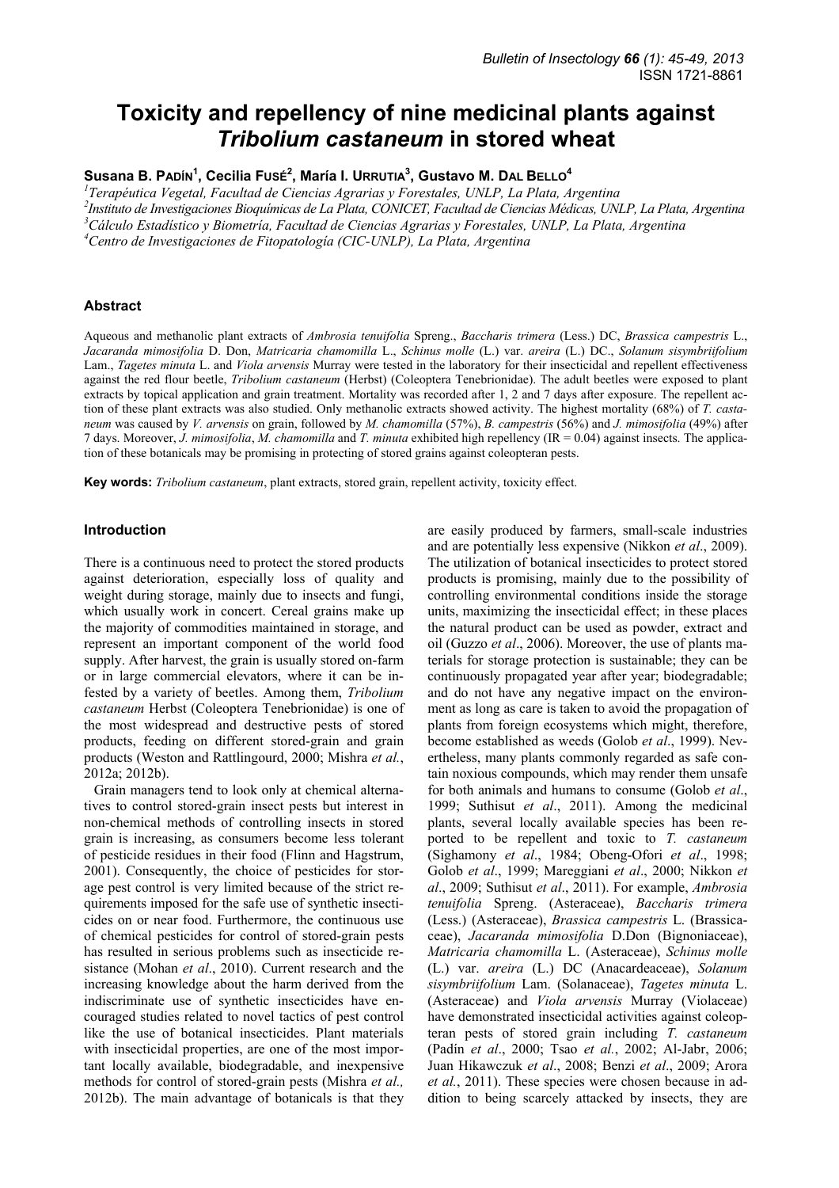# Toxicity and repellency of nine medicinal plants against *Tribolium castaneum* in stored wheat

**Susana B. Padín[1], Cecilia Fusé[2], María I. Urrutia[3], Gustavo M. Dal Bello[4]**

[1]*Terapéutica Vegetal, Facultad de Ciencias Agrarias y Forestales, UNLP, La Plata, Argentina*
[2]*Instituto de Investigaciones Bioquímicas de La Plata, CONICET, Facultad de Ciencias Médicas, UNLP, La Plata, Argentina*
[3]*Cálculo Estadístico y Biometría, Facultad de Ciencias Agrarias y Forestales, UNLP, La Plata, Argentina*
[4]*Centro de Investigaciones de Fitopatología (CIC-UNLP), La Plata, Argentina*

### Abstract

Aqueous and methanolic plant extracts of *Ambrosia tenuifolia* Spreng., *Baccharis trimera* (Less.) DC, *Brassica campestris* L., *Jacaranda mimosifolia* D. Don, *Matricaria chamomilla* L., *Schinus molle* (L.) var. *areira* (L.) DC., *Solanum sisymbriifolium* Lam., *Tagetes minuta* L. and *Viola arvensis* Murray were tested in the laboratory for their insecticidal and repellent effectiveness against the red flour beetle, *Tribolium castaneum* (Herbst) (Coleoptera Tenebrionidae). The adult beetles were exposed to plant extracts by topical application and grain treatment. Mortality was recorded after 1, 2 and 7 days after exposure. The repellent action of these plant extracts was also studied. Only methanolic extracts showed activity. The highest mortality (68%) of *T. castaneum* was caused by *V. arvensis* on grain, followed by *M. chamomilla* (57%), *B. campestris* (56%) and *J. mimosifolia* (49%) after 7 days. Moreover, *J. mimosifolia*, *M. chamomilla* and *T. minuta* exhibited high repellency (IR = 0.04) against insects. The application of these botanicals may be promising in protecting of stored grains against coleopteran pests.

**Key words:** *Tribolium castaneum*, plant extracts, stored grain, repellent activity, toxicity effect.

### Introduction

There is a continuous need to protect the stored products against deterioration, especially loss of quality and weight during storage, mainly due to insects and fungi, which usually work in concert. Cereal grains make up the majority of commodities maintained in storage, and represent an important component of the world food supply. After harvest, the grain is usually stored on-farm or in large commercial elevators, where it can be infested by a variety of beetles. Among them, *Tribolium castaneum* Herbst (Coleoptera Tenebrionidae) is one of the most widespread and destructive pests of stored products, feeding on different stored-grain and grain products (Weston and Rattlingourd, 2000; Mishra *et al.*, 2012a; 2012b).

Grain managers tend to look only at chemical alternatives to control stored-grain insect pests but interest in non-chemical methods of controlling insects in stored grain is increasing, as consumers become less tolerant of pesticide residues in their food (Flinn and Hagstrum, 2001). Consequently, the choice of pesticides for storage pest control is very limited because of the strict requirements imposed for the safe use of synthetic insecticides on or near food. Furthermore, the continuous use of chemical pesticides for control of stored-grain pests has resulted in serious problems such as insecticide resistance (Mohan *et al*., 2010). Current research and the increasing knowledge about the harm derived from the indiscriminate use of synthetic insecticides have encouraged studies related to novel tactics of pest control like the use of botanical insecticides. Plant materials with insecticidal properties, are one of the most important locally available, biodegradable, and inexpensive methods for control of stored-grain pests (Mishra *et al.,* 2012b). The main advantage of botanicals is that they are easily produced by farmers, small-scale industries and are potentially less expensive (Nikkon *et al*., 2009). The utilization of botanical insecticides to protect stored products is promising, mainly due to the possibility of controlling environmental conditions inside the storage units, maximizing the insecticidal effect; in these places the natural product can be used as powder, extract and oil (Guzzo *et al*., 2006). Moreover, the use of plants materials for storage protection is sustainable; they can be continuously propagated year after year; biodegradable; and do not have any negative impact on the environment as long as care is taken to avoid the propagation of plants from foreign ecosystems which might, therefore, become established as weeds (Golob *et al*., 1999). Nevertheless, many plants commonly regarded as safe contain noxious compounds, which may render them unsafe for both animals and humans to consume (Golob *et al*., 1999; Suthisut *et al*., 2011). Among the medicinal plants, several locally available species has been reported to be repellent and toxic to *T. castaneum* (Sighamony *et al*., 1984; Obeng-Ofori *et al*., 1998; Golob *et al*., 1999; Mareggiani *et al*., 2000; Nikkon *et al*., 2009; Suthisut *et al*., 2011). For example, *Ambrosia tenuifolia* Spreng. (Asteraceae), *Baccharis trimera* (Less.) (Asteraceae), *Brassica campestris* L. (Brassicaceae), *Jacaranda mimosifolia* D.Don (Bignoniaceae), *Matricaria chamomilla* L. (Asteraceae), *Schinus molle* (L.) var. *areira* (L.) DC (Anacardeaceae), *Solanum sisymbriifolium* Lam. (Solanaceae), *Tagetes minuta* L. (Asteraceae) and *Viola arvensis* Murray (Violaceae) have demonstrated insecticidal activities against coleopteran pests of stored grain including *T. castaneum* (Padín *et al*., 2000; Tsao *et al.*, 2002; Al-Jabr, 2006; Juan Hikawczuk *et al*., 2008; Benzi *et al*., 2009; Arora *et al.*, 2011). These species were chosen because in addition to being scarcely attacked by insects, they are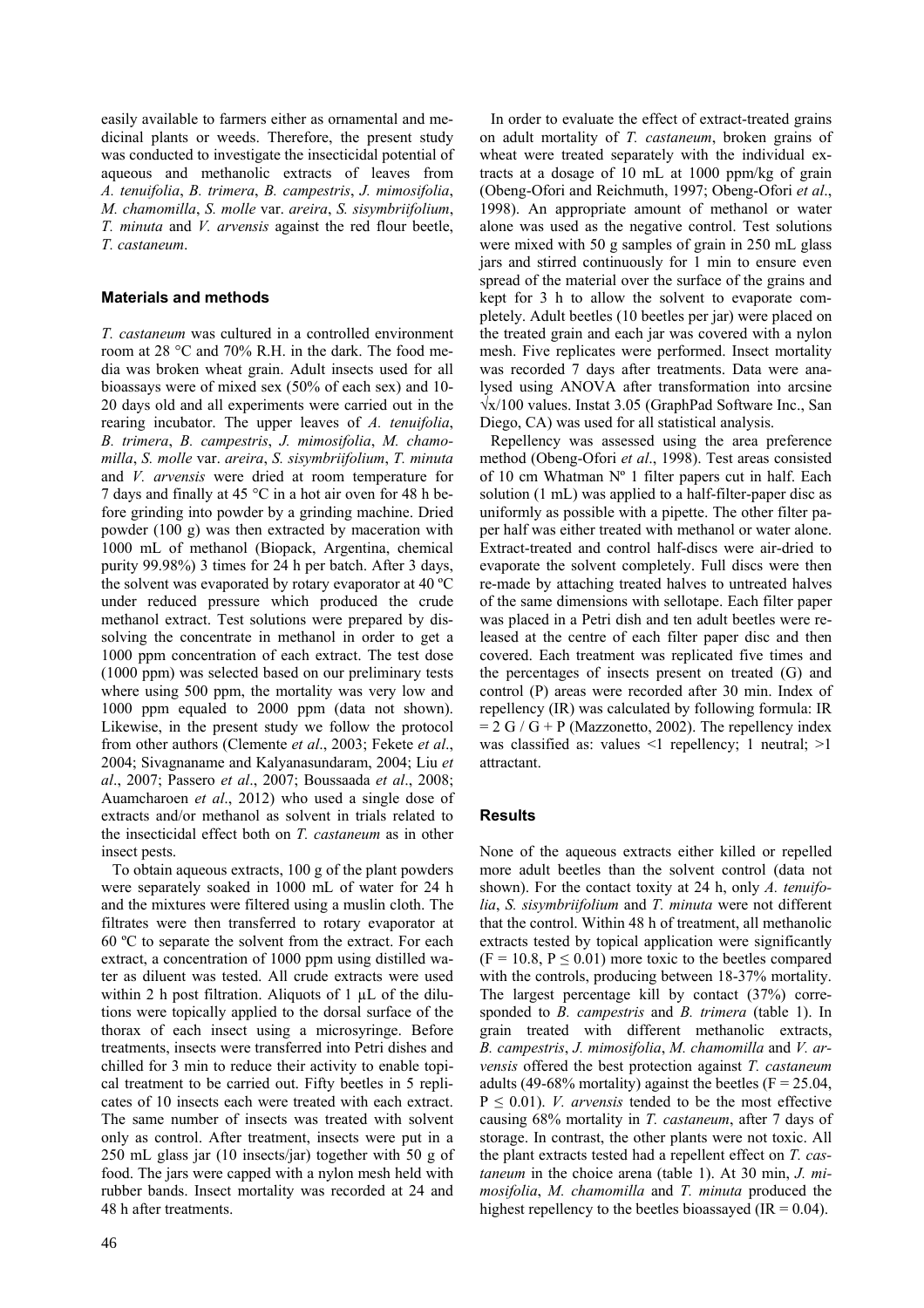easily available to farmers either as ornamental and medicinal plants or weeds. Therefore, the present study was conducted to investigate the insecticidal potential of aqueous and methanolic extracts of leaves from *A. tenuifolia*, *B. trimera*, *B. campestris*, *J. mimosifolia*, *M. chamomilla*, *S. molle* var. *areira*, *S. sisymbriifolium*, *T. minuta* and *V. arvensis* against the red flour beetle, *T. castaneum*.

## Materials and methods

*T. castaneum* was cultured in a controlled environment room at 28 °C and 70% R.H. in the dark. The food media was broken wheat grain. Adult insects used for all bioassays were of mixed sex (50% of each sex) and 10-20 days old and all experiments were carried out in the rearing incubator. The upper leaves of *A. tenuifolia*, *B. trimera*, *B. campestris*, *J. mimosifolia*, *M. chamomilla*, *S. molle* var. *areira*, *S. sisymbriifolium*, *T. minuta* and *V. arvensis* were dried at room temperature for 7 days and finally at 45 °C in a hot air oven for 48 h before grinding into powder by a grinding machine. Dried powder (100 g) was then extracted by maceration with 1000 mL of methanol (Biopack, Argentina, chemical purity 99.98%) 3 times for 24 h per batch. After 3 days, the solvent was evaporated by rotary evaporator at 40 ºC under reduced pressure which produced the crude methanol extract. Test solutions were prepared by dissolving the concentrate in methanol in order to get a 1000 ppm concentration of each extract. The test dose (1000 ppm) was selected based on our preliminary tests where using 500 ppm, the mortality was very low and 1000 ppm equaled to 2000 ppm (data not shown). Likewise, in the present study we follow the protocol from other authors (Clemente *et al*., 2003; Fekete *et al*., 2004; Sivagnaname and Kalyanasundaram, 2004; Liu *et al*., 2007; Passero *et al*., 2007; Boussaada *et al*., 2008; Auamcharoen *et al*., 2012) who used a single dose of extracts and/or methanol as solvent in trials related to the insecticidal effect both on *T. castaneum* as in other insect pests.

To obtain aqueous extracts, 100 g of the plant powders were separately soaked in 1000 mL of water for 24 h and the mixtures were filtered using a muslin cloth. The filtrates were then transferred to rotary evaporator at 60 ºC to separate the solvent from the extract. For each extract, a concentration of 1000 ppm using distilled water as diluent was tested. All crude extracts were used within 2 h post filtration. Aliquots of 1 µL of the dilutions were topically applied to the dorsal surface of the thorax of each insect using a microsyringe. Before treatments, insects were transferred into Petri dishes and chilled for 3 min to reduce their activity to enable topical treatment to be carried out. Fifty beetles in 5 replicates of 10 insects each were treated with each extract. The same number of insects was treated with solvent only as control. After treatment, insects were put in a 250 mL glass jar (10 insects/jar) together with 50 g of food. The jars were capped with a nylon mesh held with rubber bands. Insect mortality was recorded at 24 and 48 h after treatments.

In order to evaluate the effect of extract-treated grains on adult mortality of *T. castaneum*, broken grains of wheat were treated separately with the individual extracts at a dosage of 10 mL at 1000 ppm/kg of grain (Obeng-Ofori and Reichmuth, 1997; Obeng-Ofori *et al*., 1998). An appropriate amount of methanol or water alone was used as the negative control. Test solutions were mixed with 50 g samples of grain in 250 mL glass jars and stirred continuously for 1 min to ensure even spread of the material over the surface of the grains and kept for 3 h to allow the solvent to evaporate completely. Adult beetles (10 beetles per jar) were placed on the treated grain and each jar was covered with a nylon mesh. Five replicates were performed. Insect mortality was recorded 7 days after treatments. Data were analysed using ANOVA after transformation into arcsine $\sqrt{x/100}$ values. Instat 3.05 (GraphPad Software Inc., San Diego, CA) was used for all statistical analysis.

Repellency was assessed using the area preference method (Obeng-Ofori *et al*., 1998). Test areas consisted of 10 cm Whatman Nº 1 filter papers cut in half. Each solution (1 mL) was applied to a half-filter-paper disc as uniformly as possible with a pipette. The other filter paper half was either treated with methanol or water alone. Extract-treated and control half-discs were air-dried to evaporate the solvent completely. Full discs were then re-made by attaching treated halves to untreated halves of the same dimensions with sellotape. Each filter paper was placed in a Petri dish and ten adult beetles were released at the centre of each filter paper disc and then covered. Each treatment was replicated five times and the percentages of insects present on treated (G) and control (P) areas were recorded after 30 min. Index of repellency (IR) was calculated by following formula: IR $= 2\ G / G + P$ (Mazzonetto, 2002). The repellency index was classified as: values <1 repellency; 1 neutral; >1 attractant.

## Results

None of the aqueous extracts either killed or repelled more adult beetles than the solvent control (data not shown). For the contact toxity at 24 h, only *A. tenuifolia*, *S. sisymbriifolium* and *T. minuta* were not different that the control. Within 48 h of treatment, all methanolic extracts tested by topical application were significantly ($F = 10.8$, $P \leq 0.01$) more toxic to the beetles compared with the controls, producing between 18-37% mortality. The largest percentage kill by contact (37%) corresponded to *B. campestris* and *B. trimera* (table 1). In grain treated with different methanolic extracts, *B. campestris*, *J. mimosifolia*, *M. chamomilla* and *V. arvensis* offered the best protection against *T. castaneum* adults (49-68% mortality) against the beetles ($F = 25.04$, $P \leq 0.01$). *V. arvensis* tended to be the most effective causing 68% mortality in *T. castaneum*, after 7 days of storage. In contrast, the other plants were not toxic. All the plant extracts tested had a repellent effect on *T. castaneum* in the choice arena (table 1). At 30 min, *J. mimosifolia*, *M. chamomilla* and *T. minuta* produced the highest repellency to the beetles bioassayed (IR = 0.04).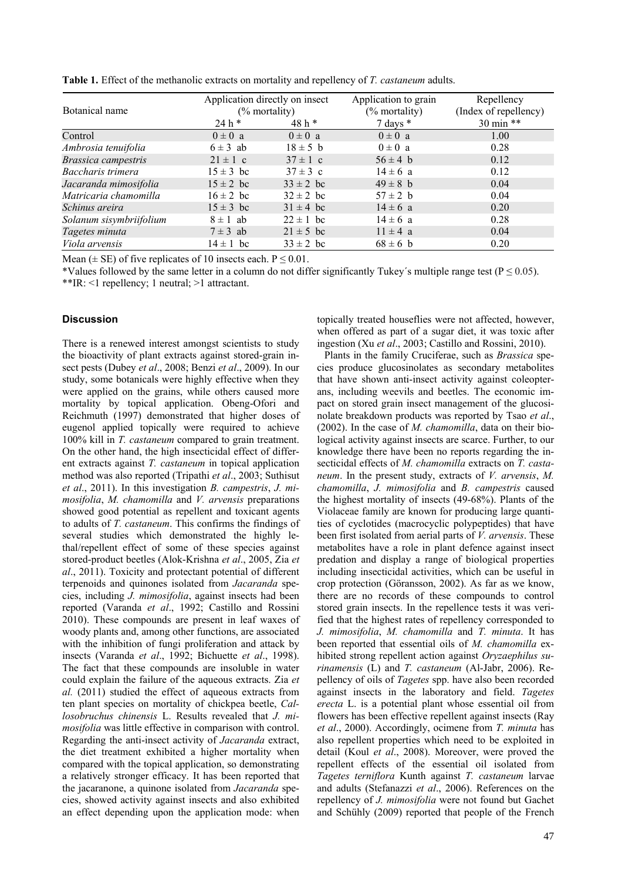**Table 1.** Effect of the methanolic extracts on mortality and repellency of *T. castaneum* adults.

| Botanical name | Application directly on insect (% mortality) | | Application to grain (% mortality) | Repellency (Index of repellency) |
|---|---|---|---|---|
| | 24 h * | 48 h * | 7 days * | 30 min ** |
| Control | 0 ± 0 a | 0 ± 0 a | 0 ± 0 a | 1.00 |
| *Ambrosia tenuifolia* | 6 ± 3 ab | 18 ± 5 b | 0 ± 0 a | 0.28 |
| *Brassica campestris* | 21 ± 1 c | 37 ± 1 c | 56 ± 4 b | 0.12 |
| *Baccharis trimera* | 15 ± 3 bc | 37 ± 3 c | 14 ± 6 a | 0.12 |
| *Jacaranda mimosifolia* | 15 ± 2 bc | 33 ± 2 bc | 49 ± 8 b | 0.04 |
| *Matricaria chamomilla* | 16 ± 2 bc | 32 ± 2 bc | 57 ± 2 b | 0.04 |
| *Schinus areira* | 15 ± 3 bc | 31 ± 4 bc | 14 ± 6 a | 0.20 |
| *Solanum sisymbriifolium* | 8 ± 1 ab | 22 ± 1 bc | 14 ± 6 a | 0.28 |
| *Tagetes minuta* | 7 ± 3 ab | 21 ± 5 bc | 11 ± 4 a | 0.04 |
| *Viola arvensis* | 14 ± 1 bc | 33 ± 2 bc | 68 ± 6 b | 0.20 |

Mean (± SE) of five replicates of 10 insects each. $P \leq 0.01$.

*Values followed by the same letter in a column do not differ significantly Tukey´s multiple range test ($P \leq 0.05$).

**IR: <1 repellency; 1 neutral; >1 attractant.

## Discussion

There is a renewed interest amongst scientists to study the bioactivity of plant extracts against stored-grain insect pests (Dubey *et al*., 2008; Benzi *et al*., 2009). In our study, some botanicals were highly effective when they were applied on the grains, while others caused more mortality by topical application. Obeng-Ofori and Reichmuth (1997) demonstrated that higher doses of eugenol applied topically were required to achieve 100% kill in *T. castaneum* compared to grain treatment. On the other hand, the high insecticidal effect of different extracts against *T. castaneum* in topical application method was also reported (Tripathi *et al*., 2003; Suthisut *et al*., 2011). In this investigation *B. campestris*, *J. mimosifolia*, *M. chamomilla* and *V. arvensis* preparations showed good potential as repellent and toxicant agents to adults of *T. castaneum*. This confirms the findings of several studies which demonstrated the highly lethal/repellent effect of some of these species against stored-product beetles (Alok-Krishna *et al*., 2005, Zia *et al*., 2011). Toxicity and protectant potential of different terpenoids and quinones isolated from *Jacaranda* species, including *J. mimosifolia*, against insects had been reported (Varanda *et al*., 1992; Castillo and Rossini 2010). These compounds are present in leaf waxes of woody plants and, among other functions, are associated with the inhibition of fungi proliferation and attack by insects (Varanda *et al*., 1992; Bichuette *et al*., 1998). The fact that these compounds are insoluble in water could explain the failure of the aqueous extracts. Zia *et al.* (2011) studied the effect of aqueous extracts from ten plant species on mortality of chickpea beetle, *Callosobruchus chinensis* L. Results revealed that *J. mimosifolia* was little effective in comparison with control. Regarding the anti-insect activity of *Jacaranda* extract, the diet treatment exhibited a higher mortality when compared with the topical application, so demonstrating a relatively stronger efficacy. It has been reported that the jacaranone, a quinone isolated from *Jacaranda* species, showed activity against insects and also exhibited an effect depending upon the application mode: when topically treated houseflies were not affected, however, when offered as part of a sugar diet, it was toxic after ingestion (Xu *et al*., 2003; Castillo and Rossini, 2010).

Plants in the family Cruciferae, such as *Brassica* species produce glucosinolates as secondary metabolites that have shown anti-insect activity against coleopterans, including weevils and beetles. The economic impact on stored grain insect management of the glucosinolate breakdown products was reported by Tsao *et al*., (2002). In the case of *M. chamomilla*, data on their biological activity against insects are scarce. Further, to our knowledge there have been no reports regarding the insecticidal effects of *M. chamomilla* extracts on *T. castaneum*. In the present study, extracts of *V. arvensis*, *M. chamomilla*, *J. mimosifolia* and *B. campestris* caused the highest mortality of insects (49-68%). Plants of the Violaceae family are known for producing large quantities of cyclotides (macrocyclic polypeptides) that have been first isolated from aerial parts of *V. arvensis*. These metabolites have a role in plant defence against insect predation and display a range of biological properties including insecticidal activities, which can be useful in crop protection (Göransson, 2002). As far as we know, there are no records of these compounds to control stored grain insects. In the repellence tests it was verified that the highest rates of repellency corresponded to *J. mimosifolia*, *M. chamomilla* and *T. minuta*. It has been reported that essential oils of *M. chamomilla* exhibited strong repellent action against *Oryzaephilus surinamensis* (L) and *T. castaneum* (Al-Jabr, 2006). Repellency of oils of *Tagetes* spp. have also been recorded against insects in the laboratory and field. *Tagetes erecta* L. is a potential plant whose essential oil from flowers has been effective repellent against insects (Ray *et al*., 2000). Accordingly, ocimene from *T. minuta* has also repellent properties which need to be exploited in detail (Koul *et al*., 2008). Moreover, were proved the repellent effects of the essential oil isolated from *Tagetes terniflora* Kunth against *T. castaneum* larvae and adults (Stefanazzi *et al*., 2006). References on the repellency of *J. mimosifolia* were not found but Gachet and Schühly (2009) reported that people of the French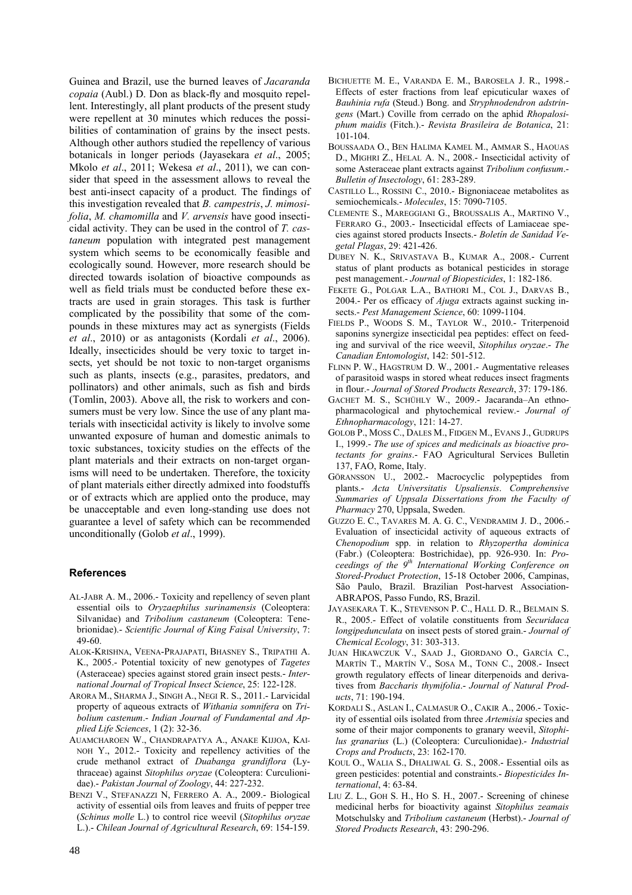Guinea and Brazil, use the burned leaves of *Jacaranda copaia* (Aubl.) D. Don as black-fly and mosquito repellent. Interestingly, all plant products of the present study were repellent at 30 minutes which reduces the possibilities of contamination of grains by the insect pests. Although other authors studied the repellency of various botanicals in longer periods (Jayasekara *et al*., 2005; Mkolo *et al*., 2011; Wekesa *et al*., 2011), we can consider that speed in the assessment allows to reveal the best anti-insect capacity of a product. The findings of this investigation revealed that *B. campestris*, *J. mimosifolia*, *M. chamomilla* and *V. arvensis* have good insecticidal activity. They can be used in the control of *T. castaneum* population with integrated pest management system which seems to be economically feasible and ecologically sound. However, more research should be directed towards isolation of bioactive compounds as well as field trials must be conducted before these extracts are used in grain storages. This task is further complicated by the possibility that some of the compounds in these mixtures may act as synergists (Fields *et al*., 2010) or as antagonists (Kordali *et al*., 2006). Ideally, insecticides should be very toxic to target insects, yet should be not toxic to non-target organisms such as plants, insects (e.g., parasites, predators, and pollinators) and other animals, such as fish and birds (Tomlin, 2003). Above all, the risk to workers and consumers must be very low. Since the use of any plant materials with insecticidal activity is likely to involve some unwanted exposure of human and domestic animals to toxic substances, toxicity studies on the effects of the plant materials and their extracts on non-target organisms will need to be undertaken. Therefore, the toxicity of plant materials either directly admixed into foodstuffs or of extracts which are applied onto the produce, may be unacceptable and even long-standing use does not guarantee a level of safety which can be recommended unconditionally (Golob *et al*., 1999).

## References

AL-JABR A. M., 2006.- Toxicity and repellency of seven plant essential oils to *Oryzaephilus surinamensis* (Coleoptera: Silvanidae) and *Tribolium castaneum* (Coleoptera: Tenebrionidae).- *Scientific Journal of King Faisal University*, 7: 49-60.

ALOK-KRISHNA, VEENA-PRAJAPATI, BHASNEY S., TRIPATHI A. K., 2005.- Potential toxicity of new genotypes of *Tagetes* (Asteraceae) species against stored grain insect pests.- *International Journal of Tropical Insect Science*, 25: 122-128.

ARORA M., SHARMA J., SINGH A., NEGI R. S., 2011.- Larvicidal property of aqueous extracts of *Withania somnifera* on *Tribolium castenum*.- *Indian Journal of Fundamental and Applied Life Sciences*, 1 (2): 32-36.

AUAMCHAROEN W., CHANDRAPATYA A., ANAKE KIJJOA, KAINOH Y., 2012.- Toxicity and repellency activities of the crude methanol extract of *Duabanga grandiflora* (Lythraceae) against *Sitophilus oryzae* (Coleoptera: Curculionidae).- *Pakistan Journal of Zoology*, 44: 227-232.

BENZI V., STEFANAZZI N, FERRERO A. A., 2009.- Biological activity of essential oils from leaves and fruits of pepper tree (*Schinus molle* L.) to control rice weevil (*Sitophilus oryzae* L.).- *Chilean Journal of Agricultural Research*, 69: 154-159.

BICHUETTE M. E., VARANDA E. M., BAROSELA J. R., 1998.- Effects of ester fractions from leaf epicuticular waxes of *Bauhinia rufa* (Steud.) Bong. and *Stryphnodendron adstringens* (Mart.) Coville from cerrado on the aphid *Rhopalosiphum maidis* (Fitch.).- *Revista Brasileira de Botanica*, 21: 101-104.

BOUSSAADA O., BEN HALIMA KAMEL M., AMMAR S., HAOUAS D., MIGHRI Z., HELAL A. N., 2008.- Insecticidal activity of some Asteraceae plant extracts against *Tribolium confusum*.- *Bulletin of Insectology*, 61: 283-289.

CASTILLO L., ROSSINI C., 2010.- Bignoniaceae metabolites as semiochemicals.- *Molecules*, 15: 7090-7105.

CLEMENTE S., MAREGGIANI G., BROUSSALIS A., MARTINO V., FERRARO G., 2003.- Insecticidal effects of Lamiaceae species against stored products Insects.- *Boletín de Sanidad Vegetal Plagas*, 29: 421-426.

DUBEY N. K., SRIVASTAVA B., KUMAR A., 2008.- Current status of plant products as botanical pesticides in storage pest management.- *Journal of Biopesticides*, 1: 182-186.

FEKETE G., POLGAR L.A., BATHORI M., COL J., DARVAS B., 2004.- Per os efficacy of *Ajuga* extracts against sucking insects.- *Pest Management Science*, 60: 1099-1104.

FIELDS P., WOODS S. M., TAYLOR W., 2010.- Triterpenoid saponins synergize insecticidal pea peptides: effect on feeding and survival of the rice weevil, *Sitophilus oryzae*.- *The Canadian Entomologist*, 142: 501-512.

FLINN P. W., HAGSTRUM D. W., 2001.- Augmentative releases of parasitoid wasps in stored wheat reduces insect fragments in flour.- *Journal of Stored Products Research*, 37: 179-186.

GACHET M. S., SCHÜHLY W., 2009.- Jacaranda–An ethnopharmacological and phytochemical review.- *Journal of Ethnopharmacology*, 121: 14-27.

GOLOB P., MOSS C., DALES M., FIDGEN M., EVANS J., GUDRUPS I., 1999.- *The use of spices and medicinals as bioactive protectants for grains*.- FAO Agricultural Services Bulletin 137, FAO, Rome, Italy.

GÖRANSSON U., 2002.- Macrocyclic polypeptides from plants.- *Acta Universitatis Upsaliensis*. *Comprehensive Summaries of Uppsala Dissertations from the Faculty of Pharmacy* 270, Uppsala, Sweden.

GUZZO E. C., TAVARES M. A. G. C., VENDRAMIM J. D., 2006.- Evaluation of insecticidal activity of aqueous extracts of *Chenopodium* spp. in relation to *Rhyzopertha dominica* (Fabr.) (Coleoptera: Bostrichidae), pp. 926-930. In: *Proceedings of the 9th International Working Conference on Stored-Product Protection*, 15-18 October 2006, Campinas, São Paulo, Brazil. Brazilian Post-harvest Association-ABRAPOS, Passo Fundo, RS, Brazil.

JAYASEKARA T. K., STEVENSON P. C., HALL D. R., BELMAIN S. R., 2005.- Effect of volatile constituents from *Securidaca longipedunculata* on insect pests of stored grain.- *Journal of Chemical Ecology*, 31: 303-313.

JUAN HIKAWCZUK V., SAAD J., GIORDANO O., GARCÍA C., MARTÍN T., MARTÍN V., SOSA M., TONN C., 2008.- Insect growth regulatory effects of linear diterpenoids and derivatives from *Baccharis thymifolia*.- *Journal of Natural Products*, 71: 190-194.

KORDALI S., ASLAN I., CALMASUR O., CAKIR A., 2006.- Toxicity of essential oils isolated from three *Artemisia* species and some of their major components to granary weevil, *Sitophilus granarius* (L.) (Coleoptera: Curculionidae).- *Industrial Crops and Products*, 23: 162-170.

KOUL O., WALIA S., DHALIWAL G. S., 2008.- Essential oils as green pesticides: potential and constraints.- *Biopesticides International*, 4: 63-84.

LIU Z. L., GOH S. H., HO S. H., 2007.- Screening of chinese medicinal herbs for bioactivity against *Sitophilus zeamais* Motschulsky and *Tribolium castaneum* (Herbst).- *Journal of Stored Products Research*, 43: 290-296.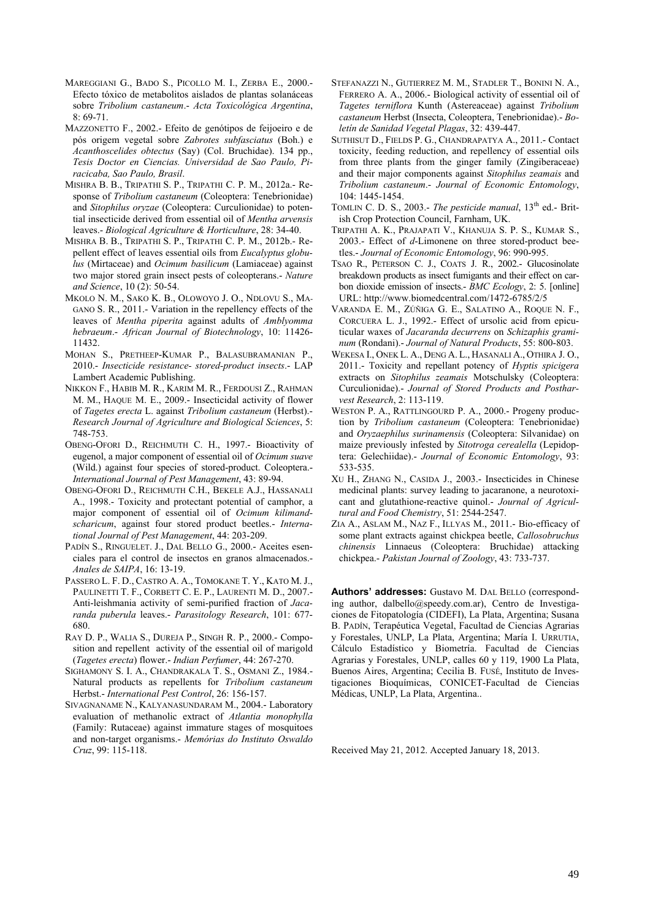MAREGGIANI G., BADO S., PICOLLO M. I., ZERBA E., 2000.- Efecto tóxico de metabolitos aislados de plantas solanáceas sobre *Tribolium castaneum*.- *Acta Toxicológica Argentina*, 8: 69-71.

MAZZONETTO F., 2002.- Efeito de genótipos de feijoeiro e de pós origem vegetal sobre *Zabrotes subfasciatus* (Boh.) e *Acanthoscelides obtectus* (Say) (Col. Bruchidae). 134 pp., *Tesis Doctor en Ciencias. Universidad de Sao Paulo, Piracicaba, Sao Paulo, Brasil*.

MISHRA B. B., TRIPATHI S. P., TRIPATHI C. P. M., 2012a.- Response of *Tribolium castaneum* (Coleoptera: Tenebrionidae) and *Sitophilus oryzae* (Coleoptera: Curculionidae) to potential insecticide derived from essential oil of *Mentha arvensis* leaves.- *Biological Agriculture & Horticulture*, 28: 34-40.

MISHRA B. B., TRIPATHI S. P., TRIPATHI C. P. M., 2012b.- Repellent effect of leaves essential oils from *Eucalyptus globulus* (Mirtaceae) and *Ocimum basilicum* (Lamiaceae) against two major stored grain insect pests of coleopterans.- *Nature and Science*, 10 (2): 50-54.

MKOLO N. M., SAKO K. B., OLOWOYO J. O., NDLOVU S., MAGANO S. R., 2011.- Variation in the repellency effects of the leaves of *Mentha piperita* against adults of *Amblyomma hebraeum*.- *African Journal of Biotechnology*, 10: 11426-11432.

MOHAN S., PRETHEEP-KUMAR P., BALASUBRAMANIAN P., 2010.- *Insecticide resistance- stored-product insects*.- LAP Lambert Academic Publishing.

NIKKON F., HABIB M. R., KARIM M. R., FERDOUSI Z., RAHMAN M. M., HAQUE M. E., 2009.- Insecticidal activity of flower of *Tagetes erecta* L. against *Tribolium castaneum* (Herbst).- *Research Journal of Agriculture and Biological Sciences*, 5: 748-753.

OBENG-OFORI D., REICHMUTH C. H., 1997.- Bioactivity of eugenol, a major component of essential oil of *Ocimum suave* (Wild.) against four species of stored-product. Coleoptera.- *International Journal of Pest Management*, 43: 89-94.

OBENG-OFORI D., REICHMUTH C.H., BEKELE A.J., HASSANALI A., 1998.- Toxicity and protectant potential of camphor, a major component of essential oil of *Ocimum kilimandscharicum*, against four stored product beetles.- *International Journal of Pest Management*, 44: 203-209.

PADÍN S., RINGUELET. J., DAL BELLO G., 2000.- Aceites esenciales para el control de insectos en granos almacenados.- *Anales de SAIPA*, 16: 13-19.

PASSERO L. F. D., CASTRO A. A., TOMOKANE T. Y., KATO M. J., PAULINETTI T. F., CORBETT C. E. P., LAURENTI M. D., 2007.- Anti-leishmania activity of semi-purified fraction of *Jacaranda puberula* leaves.- *Parasitology Research*, 101: 677-680.

RAY D. P., WALIA S., DUREJA P., SINGH R. P., 2000.- Composition and repellent activity of the essential oil of marigold (*Tagetes erecta*) flower.- *Indian Perfumer*, 44: 267-270.

SIGHAMONY S. I. A., CHANDRAKALA T. S., OSMANI Z., 1984.- Natural products as repellents for *Tribolium castaneum* Herbst.- *International Pest Control*, 26: 156-157.

SIVAGNANAME N., KALYANASUNDARAM M., 2004.- Laboratory evaluation of methanolic extract of *Atlantia monophylla* (Family: Rutaceae) against immature stages of mosquitoes and non-target organisms.- *Memórias do Instituto Oswaldo Cruz*, 99: 115-118.

STEFANAZZI N., GUTIERREZ M. M., STADLER T., BONINI N. A., FERRERO A. A., 2006.- Biological activity of essential oil of *Tagetes terniflora* Kunth (Astereaceae) against *Tribolium castaneum* Herbst (Insecta, Coleoptera, Tenebrionidae).- *Boletín de Sanidad Vegetal Plagas*, 32: 439-447.

SUTHISUT D., FIELDS P. G., CHANDRAPATYA A., 2011.- Contact toxicity, feeding reduction, and repellency of essential oils from three plants from the ginger family (Zingiberaceae) and their major components against *Sitophilus zeamais* and *Tribolium castaneum*.- *Journal of Economic Entomology*, 104: 1445-1454.

TOMLIN C. D. S., 2003.- *The pesticide manual*, 13th ed.- British Crop Protection Council, Farnham, UK.

TRIPATHI A. K., PRAJAPATI V., KHANUJA S. P. S., KUMAR S., 2003.- Effect of *d*-Limonene on three stored-product beetles.- *Journal of Economic Entomology*, 96: 990-995.

TSAO R., PETERSON C. J., COATS J. R., 2002.- Glucosinolate breakdown products as insect fumigants and their effect on carbon dioxide emission of insects.- *BMC Ecology*, 2: 5. [online] URL: http://www.biomedcentral.com/1472-6785/2/5

VARANDA E. M., ZÚÑIGA G. E., SALATINO A., ROQUE N. F., CORCUERA L. J., 1992.- Effect of ursolic acid from epicuticular waxes of *Jacaranda decurrens* on *Schizaphis graminum* (Rondani).- *Journal of Natural Products*, 55: 800-803.

WEKESA I., ONEK L. A., DENG A. L., HASANALI A., OTHIRA J. O., 2011.- Toxicity and repellant potency of *Hyptis spicigera* extracts on *Sitophilus zeamais* Motschulsky (Coleoptera: Curculionidae).- *Journal of Stored Products and Postharvest Research*, 2: 113-119.

WESTON P. A., RATTLINGOURD P. A., 2000.- Progeny production by *Tribolium castaneum* (Coleoptera: Tenebrionidae) and *Oryzaephilus surinamensis* (Coleoptera: Silvanidae) on maize previously infested by *Sitotroga cerealella* (Lepidoptera: Gelechiidae).- *Journal of Economic Entomology*, 93: 533-535.

XU H., ZHANG N., CASIDA J., 2003.- Insecticides in Chinese medicinal plants: survey leading to jacaranone, a neurotoxicant and glutathione-reactive quinol.- *Journal of Agricultural and Food Chemistry*, 51: 2544-2547.

ZIA A., ASLAM M., NAZ F., ILLYAS M., 2011.- Bio-efficacy of some plant extracts against chickpea beetle, *Callosobruchus chinensis* Linnaeus (Coleoptera: Bruchidae) attacking chickpea.- *Pakistan Journal of Zoology*, 43: 733-737.

**Authors' addresses:** Gustavo M. DAL BELLO (corresponding author, dalbello@speedy.com.ar), Centro de Investigaciones de Fitopatología (CIDEFI), La Plata, Argentina; Susana B. PADÍN, Terapéutica Vegetal, Facultad de Ciencias Agrarias y Forestales, UNLP, La Plata, Argentina; María I. URRUTIA, Cálculo Estadístico y Biometría. Facultad de Ciencias Agrarias y Forestales, UNLP, calles 60 y 119, 1900 La Plata, Buenos Aires, Argentina; Cecilia B. FUSÉ, Instituto de Investigaciones Bioquímicas, CONICET-Facultad de Ciencias Médicas, UNLP, La Plata, Argentina..

Received May 21, 2012. Accepted January 18, 2013.